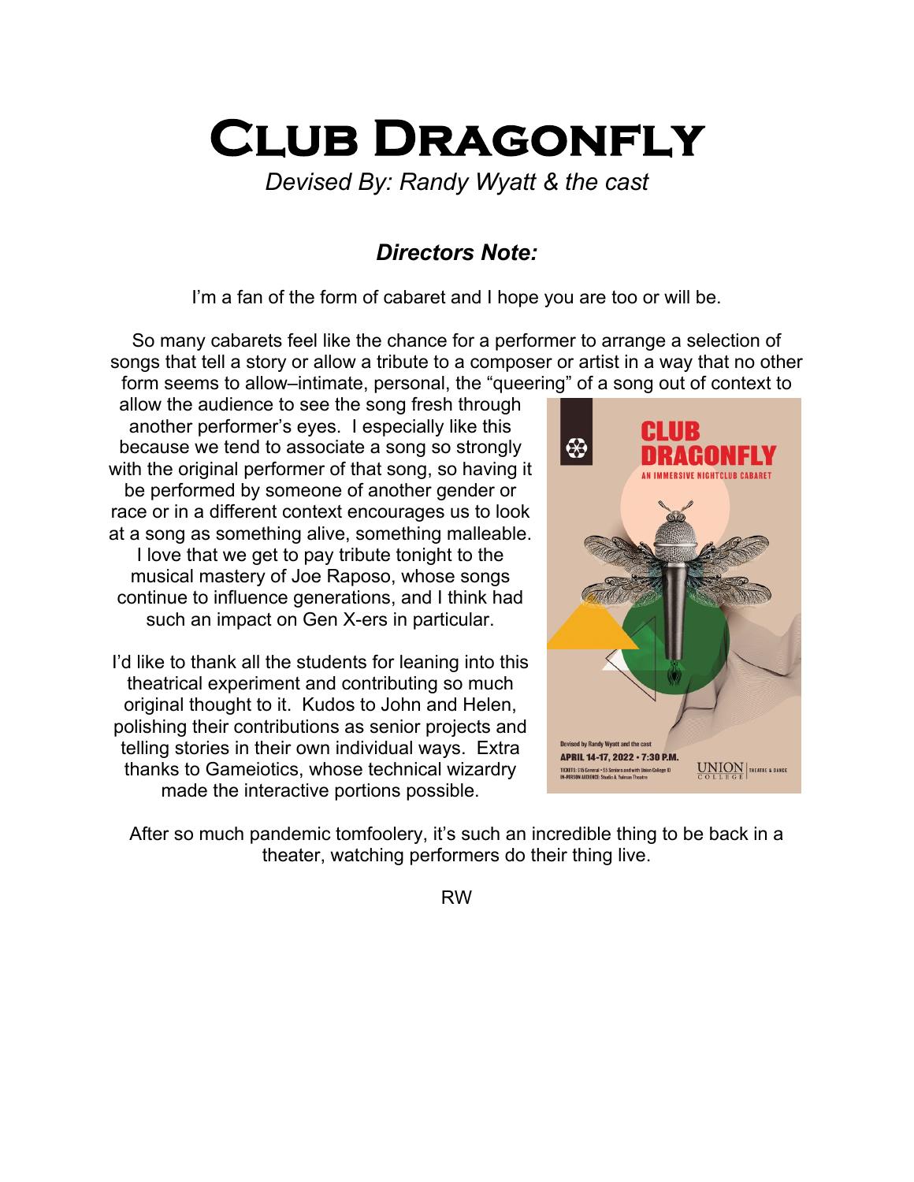# Club Dragonfly

*Devised By: Randy Wyatt & the cast*

### *Directors Note:*

I'm a fan of the form of cabaret and I hope you are too or will be.

So many cabarets feel like the chance for a performer to arrange a selection of songs that tell a story or allow a tribute to a composer or artist in a way that no other form seems to allow–intimate, personal, the "queering" of a song out of context to allow the audience to see the song fresh through another performer's eyes. I especially like this because we tend to associate a song so strongly with the original performer of that song, so having it be performed by someone of another gender or race or in a different context encourages us to look at a song as something alive, something malleable. I love that we get to pay tribute tonight to the musical mastery of Joe Raposo, whose songs continue to influence generations, and I think had such an impact on Gen X-ers in particular.

I'd like to thank all the students for leaning into this theatrical experiment and contributing so much original thought to it. Kudos to John and Helen, polishing their contributions as senior projects and telling stories in their own individual ways. Extra thanks to Gameiotics, whose technical wizardry made the interactive portions possible.

After so much pandemic tomfoolery, it's such an incredible thing to be back in a theater, watching performers do their thing live.

RW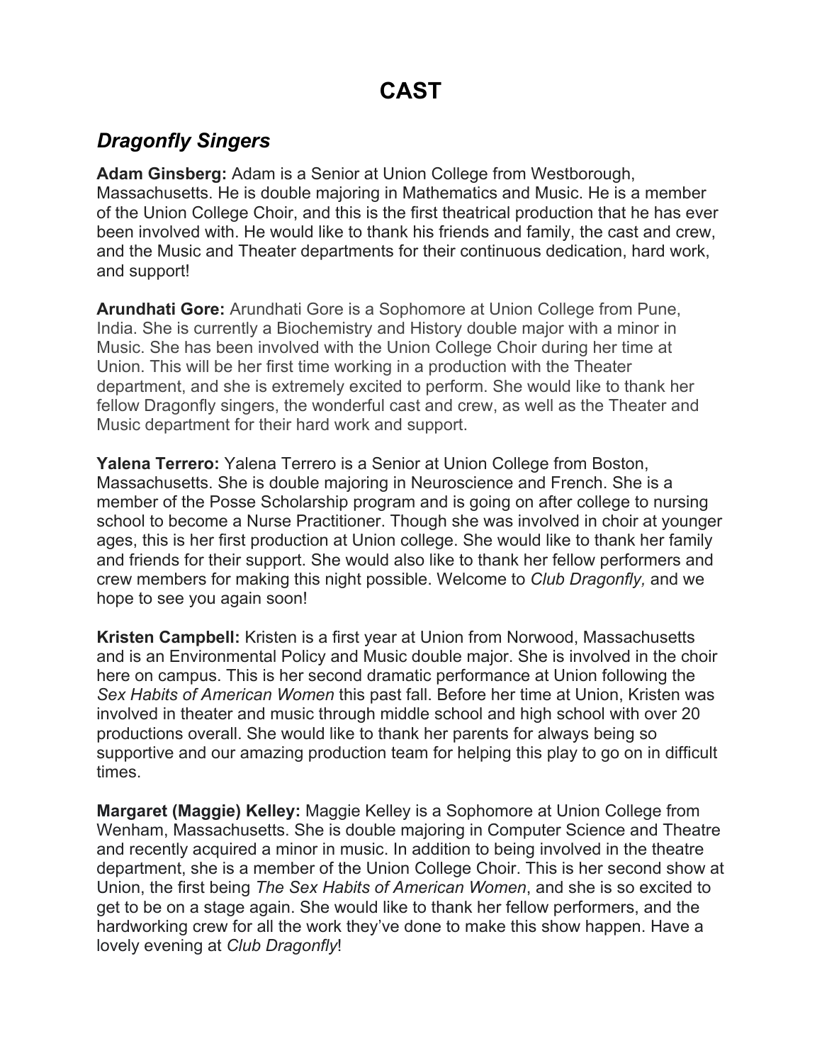# CAST

## *Dragonfly Singers*

**Adam Ginsberg:** Adam is a Senior at Union College from Westborough, Massachusetts. He is double majoring in Mathematics and Music. He is a member of the Union College Choir, and this is the first theatrical production that he has ever been involved with. He would like to thank his friends and family, the cast and crew, and the Music and Theater departments for their continuous dedication, hard work, and support!

**Arundhati Gore:** Arundhati Gore is a Sophomore at Union College from Pune, India. She is currently a Biochemistry and History double major with a minor in Music. She has been involved with the Union College Choir during her time at Union. This will be her first time working in a production with the Theater department, and she is extremely excited to perform. She would like to thank her fellow Dragonfly singers, the wonderful cast and crew, as well as the Theater and Music department for their hard work and support.

**Yalena Terrero:** Yalena Terrero is a Senior at Union College from Boston, Massachusetts. She is double majoring in Neuroscience and French. She is a member of the Posse Scholarship program and is going on after college to nursing school to become a Nurse Practitioner. Though she was involved in choir at younger ages, this is her first production at Union college. She would like to thank her family and friends for their support. She would also like to thank her fellow performers and crew members for making this night possible. Welcome to *Club Dragonfly,* and we hope to see you again soon!

**Kristen Campbell:** Kristen is a first year at Union from Norwood, Massachusetts and is an Environmental Policy and Music double major. She is involved in the choir here on campus. This is her second dramatic performance at Union following the *Sex Habits of American Women* this past fall. Before her time at Union, Kristen was involved in theater and music through middle school and high school with over 20 productions overall. She would like to thank her parents for always being so supportive and our amazing production team for helping this play to go on in difficult times.

**Margaret (Maggie) Kelley:** Maggie Kelley is a Sophomore at Union College from Wenham, Massachusetts. She is double majoring in Computer Science and Theatre and recently acquired a minor in music. In addition to being involved in the theatre department, she is a member of the Union College Choir. This is her second show at Union, the first being *The Sex Habits of American Women*, and she is so excited to get to be on a stage again. She would like to thank her fellow performers, and the hardworking crew for all the work they've done to make this show happen. Have a lovely evening at *Club Dragonfly*!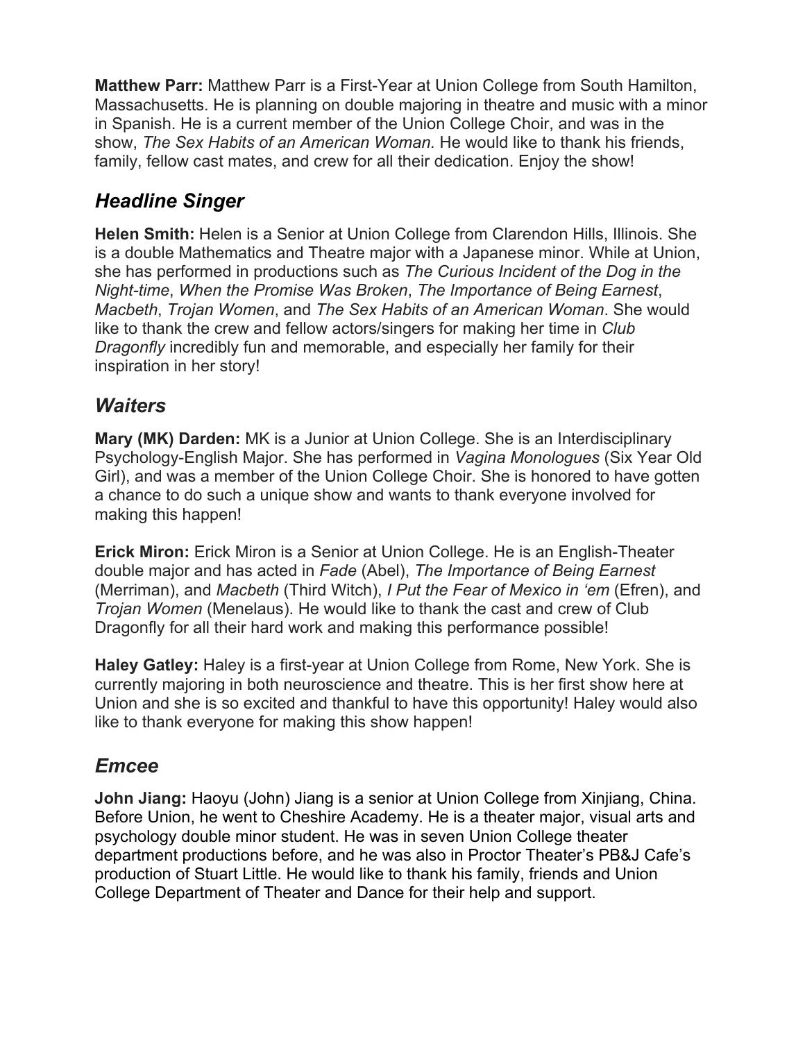**Matthew Parr:** Matthew Parr is a First-Year at Union College from South Hamilton, Massachusetts. He is planning on double majoring in theatre and music with a minor in Spanish. He is a current member of the Union College Choir, and was in the show, *The Sex Habits of an American Woman.* He would like to thank his friends, family, fellow cast mates, and crew for all their dedication. Enjoy the show!

## *Headline Singer*

**Helen Smith:** Helen is a Senior at Union College from Clarendon Hills, Illinois. She is a double Mathematics and Theatre major with a Japanese minor. While at Union, she has performed in productions such as *The Curious Incident of the Dog in the Night-time*, *When the Promise Was Broken*, *The Importance of Being Earnest*, *Macbeth*, *Trojan Women*, and *The Sex Habits of an American Woman*. She would like to thank the crew and fellow actors/singers for making her time in *Club Dragonfly* incredibly fun and memorable, and especially her family for their inspiration in her story!

## *Waiters*

**Mary (MK) Darden:** MK is a Junior at Union College. She is an Interdisciplinary Psychology-English Major. She has performed in *Vagina Monologues* (Six Year Old Girl), and was a member of the Union College Choir. She is honored to have gotten a chance to do such a unique show and wants to thank everyone involved for making this happen!

**Erick Miron:** Erick Miron is a Senior at Union College. He is an English-Theater double major and has acted in *Fade* (Abel), *The Importance of Being Earnest* (Merriman), and *Macbeth* (Third Witch), *I Put the Fear of Mexico in 'em* (Efren), and *Trojan Women* (Menelaus). He would like to thank the cast and crew of Club Dragonfly for all their hard work and making this performance possible!

**Haley Gatley:** Haley is a first-year at Union College from Rome, New York. She is currently majoring in both neuroscience and theatre. This is her first show here at Union and she is so excited and thankful to have this opportunity! Haley would also like to thank everyone for making this show happen!

## *Emcee*

**John Jiang:** Haoyu (John) Jiang is a senior at Union College from Xinjiang, China. Before Union, he went to Cheshire Academy. He is a theater major, visual arts and psychology double minor student. He was in seven Union College theater department productions before, and he was also in Proctor Theater's PB&J Cafe's production of Stuart Little. He would like to thank his family, friends and Union College Department of Theater and Dance for their help and support.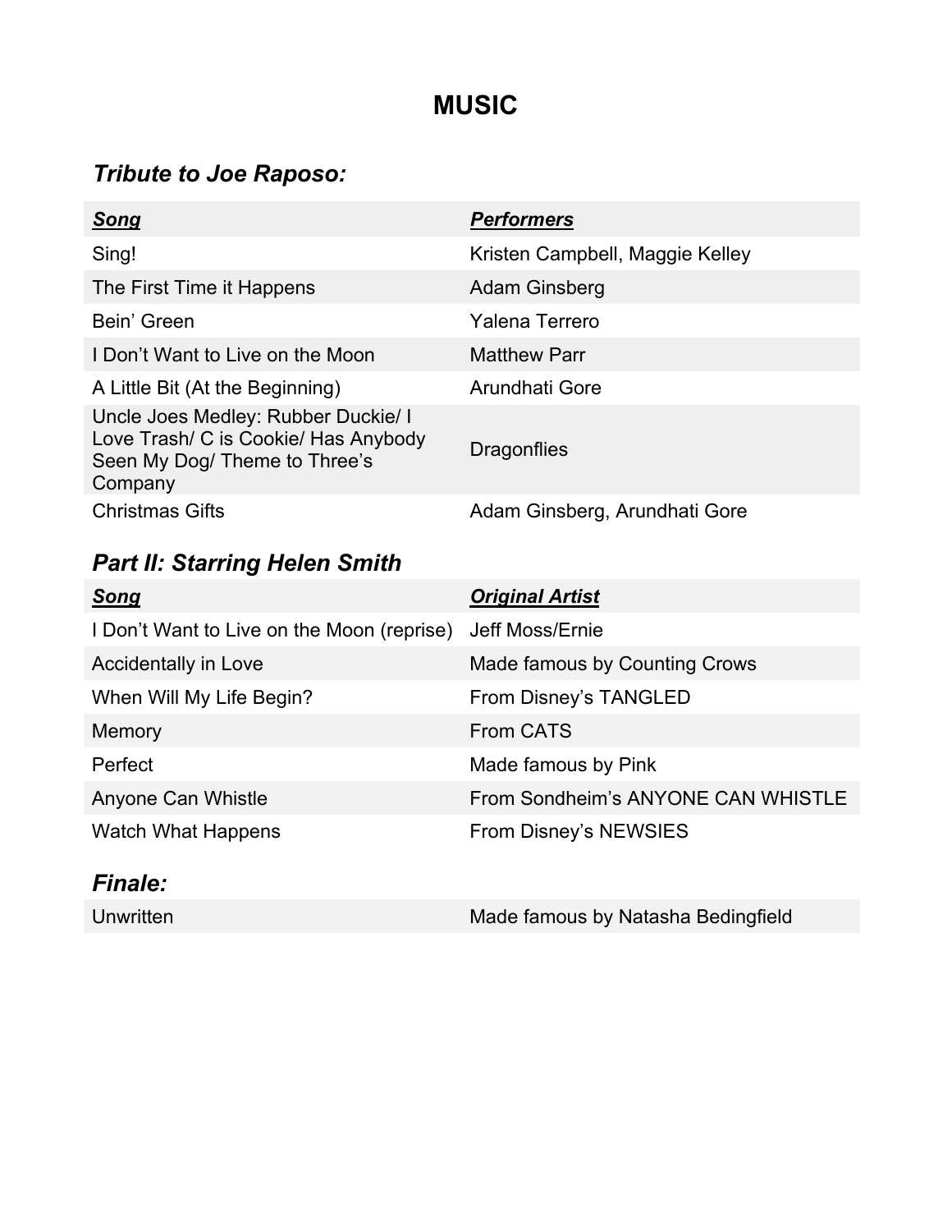# MUSIC

## *Tribute to Joe Raposo:*

| ***Song*** | ***Performers*** |
|---|---|
| Sing! | Kristen Campbell, Maggie Kelley |
| The First Time it Happens | Adam Ginsberg |
| Bein' Green | Yalena Terrero |
| I Don't Want to Live on the Moon | Matthew Parr |
| A Little Bit (At the Beginning) | Arundhati Gore |
| Uncle Joes Medley: Rubber Duckie/ I Love Trash/ C is Cookie/ Has Anybody Seen My Dog/ Theme to Three's Company | Dragonflies |
| Christmas Gifts | Adam Ginsberg, Arundhati Gore |

## *Part II: Starring Helen Smith*

| ***Song*** | ***Original Artist*** |
|---|---|
| I Don't Want to Live on the Moon (reprise) | Jeff Moss/Ernie |
| Accidentally in Love | Made famous by Counting Crows |
| When Will My Life Begin? | From Disney's TANGLED |
| Memory | From CATS |
| Perfect | Made famous by Pink |
| Anyone Can Whistle | From Sondheim's ANYONE CAN WHISTLE |
| Watch What Happens | From Disney's NEWSIES |

## *Finale:*

| | |
|---|---|
| Unwritten | Made famous by Natasha Bedingfield |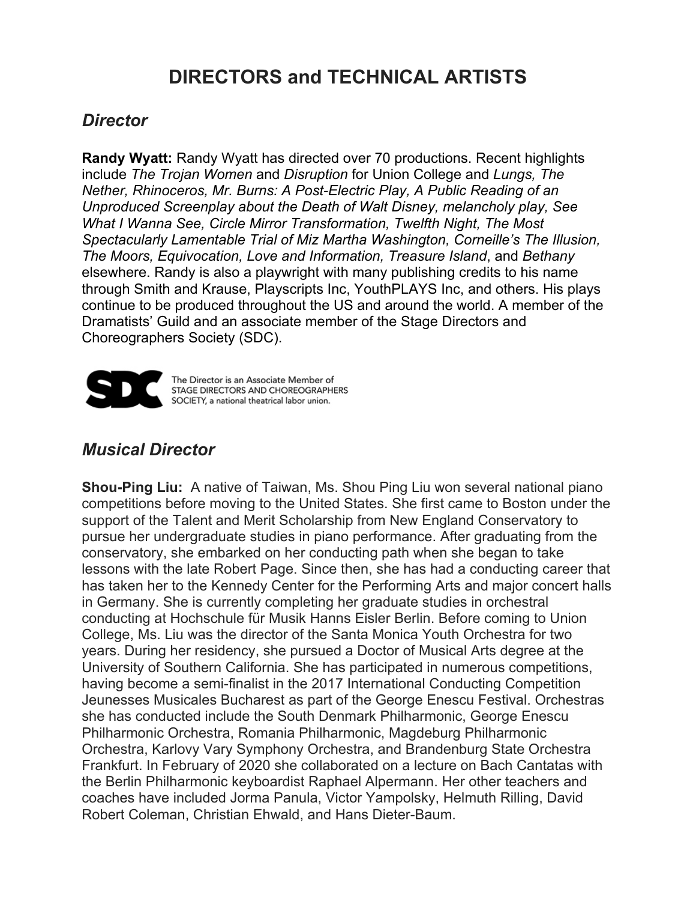# DIRECTORS and TECHNICAL ARTISTS

## *Director*

**Randy Wyatt:** Randy Wyatt has directed over 70 productions. Recent highlights include *The Trojan Women* and *Disruption* for Union College and *Lungs, The Nether, Rhinoceros, Mr. Burns: A Post-Electric Play, A Public Reading of an Unproduced Screenplay about the Death of Walt Disney, melancholy play, See What I Wanna See, Circle Mirror Transformation, Twelfth Night, The Most Spectacularly Lamentable Trial of Miz Martha Washington, Corneille's The Illusion, The Moors, Equivocation, Love and Information, Treasure Island*, and *Bethany* elsewhere. Randy is also a playwright with many publishing credits to his name through Smith and Krause, Playscripts Inc, YouthPLAYS Inc, and others. His plays continue to be produced throughout the US and around the world. A member of the Dramatists' Guild and an associate member of the Stage Directors and Choreographers Society (SDC).

SDC — The Director is an Associate Member of STAGE DIRECTORS AND CHOREOGRAPHERS SOCIETY, a national theatrical labor union.

## *Musical Director*

**Shou-Ping Liu:** A native of Taiwan, Ms. Shou Ping Liu won several national piano competitions before moving to the United States. She first came to Boston under the support of the Talent and Merit Scholarship from New England Conservatory to pursue her undergraduate studies in piano performance. After graduating from the conservatory, she embarked on her conducting path when she began to take lessons with the late Robert Page. Since then, she has had a conducting career that has taken her to the Kennedy Center for the Performing Arts and major concert halls in Germany. She is currently completing her graduate studies in orchestral conducting at Hochschule für Musik Hanns Eisler Berlin. Before coming to Union College, Ms. Liu was the director of the Santa Monica Youth Orchestra for two years. During her residency, she pursued a Doctor of Musical Arts degree at the University of Southern California. She has participated in numerous competitions, having become a semi-finalist in the 2017 International Conducting Competition Jeunesses Musicales Bucharest as part of the George Enescu Festival. Orchestras she has conducted include the South Denmark Philharmonic, George Enescu Philharmonic Orchestra, Romania Philharmonic, Magdeburg Philharmonic Orchestra, Karlovy Vary Symphony Orchestra, and Brandenburg State Orchestra Frankfurt. In February of 2020 she collaborated on a lecture on Bach Cantatas with the Berlin Philharmonic keyboardist Raphael Alpermann. Her other teachers and coaches have included Jorma Panula, Victor Yampolsky, Helmuth Rilling, David Robert Coleman, Christian Ehwald, and Hans Dieter-Baum.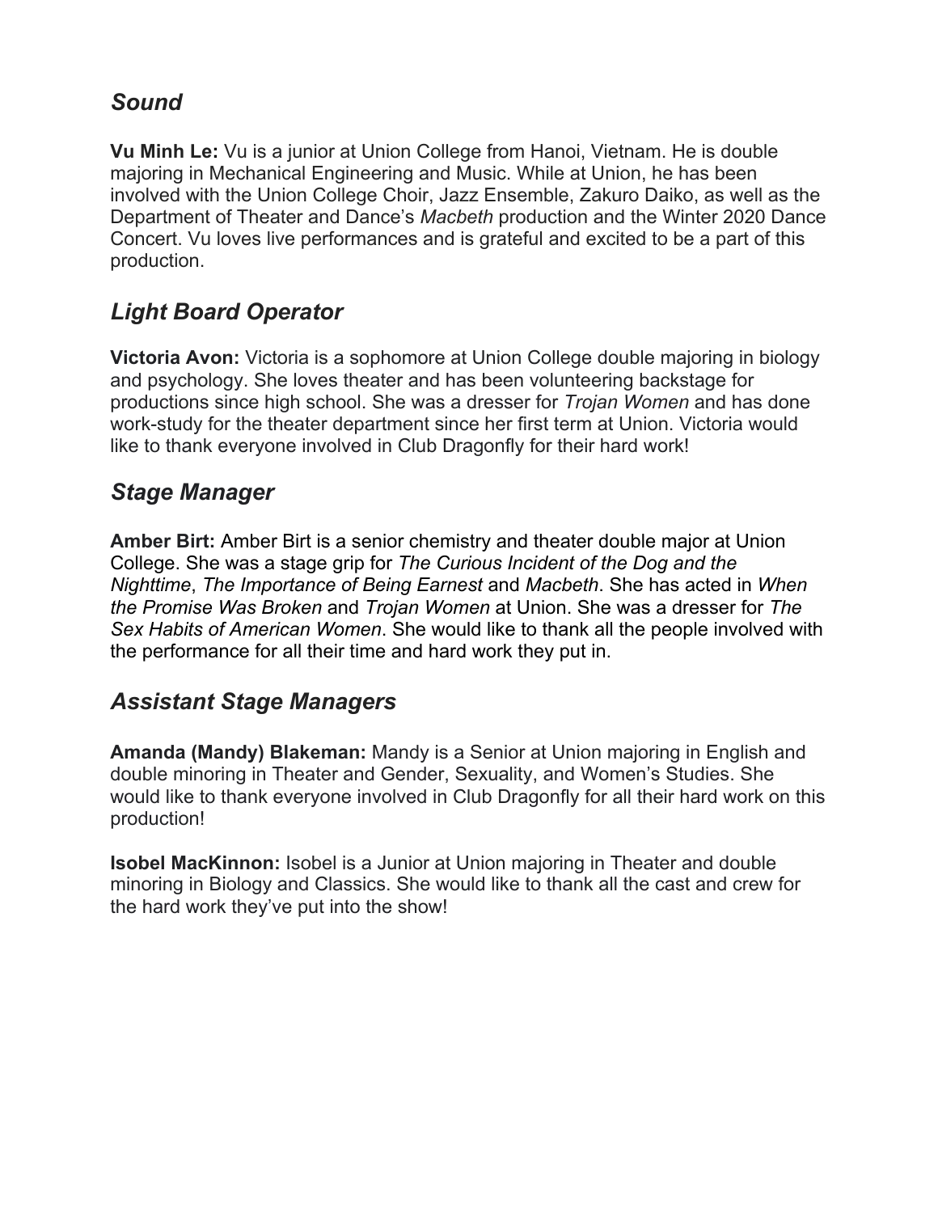## *Sound*

**Vu Minh Le:** Vu is a junior at Union College from Hanoi, Vietnam. He is double majoring in Mechanical Engineering and Music. While at Union, he has been involved with the Union College Choir, Jazz Ensemble, Zakuro Daiko, as well as the Department of Theater and Dance's *Macbeth* production and the Winter 2020 Dance Concert. Vu loves live performances and is grateful and excited to be a part of this production.

## *Light Board Operator*

**Victoria Avon:** Victoria is a sophomore at Union College double majoring in biology and psychology. She loves theater and has been volunteering backstage for productions since high school. She was a dresser for *Trojan Women* and has done work-study for the theater department since her first term at Union. Victoria would like to thank everyone involved in Club Dragonfly for their hard work!

## *Stage Manager*

**Amber Birt:** Amber Birt is a senior chemistry and theater double major at Union College. She was a stage grip for *The Curious Incident of the Dog and the Nighttime*, *The Importance of Being Earnest* and *Macbeth*. She has acted in *When the Promise Was Broken* and *Trojan Women* at Union. She was a dresser for *The Sex Habits of American Women*. She would like to thank all the people involved with the performance for all their time and hard work they put in.

## *Assistant Stage Managers*

**Amanda (Mandy) Blakeman:** Mandy is a Senior at Union majoring in English and double minoring in Theater and Gender, Sexuality, and Women's Studies. She would like to thank everyone involved in Club Dragonfly for all their hard work on this production!

**Isobel MacKinnon:** Isobel is a Junior at Union majoring in Theater and double minoring in Biology and Classics. She would like to thank all the cast and crew for the hard work they've put into the show!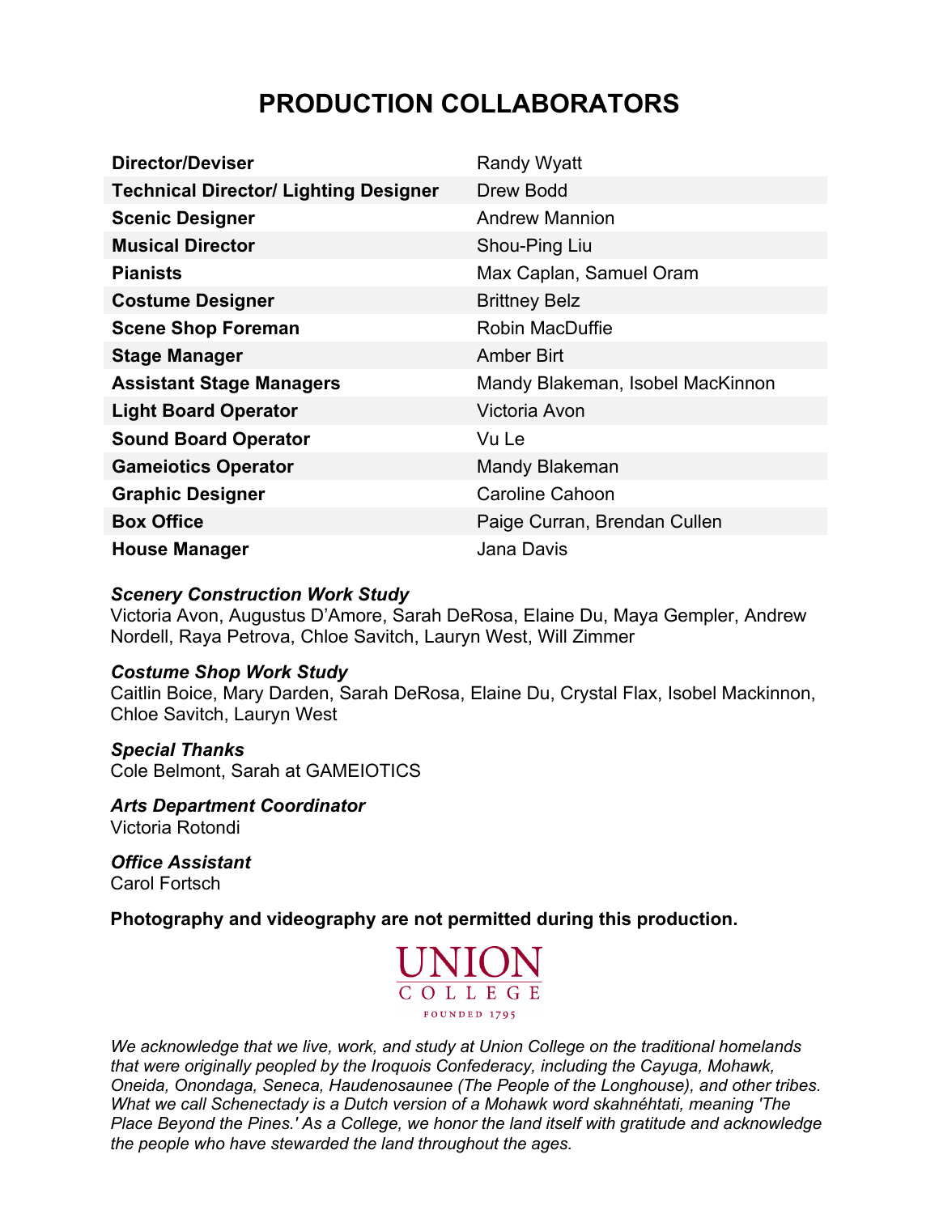# PRODUCTION COLLABORATORS

| | |
|---|---|
| **Director/Deviser** | Randy Wyatt |
| **Technical Director/ Lighting Designer** | Drew Bodd |
| **Scenic Designer** | Andrew Mannion |
| **Musical Director** | Shou-Ping Liu |
| **Pianists** | Max Caplan, Samuel Oram |
| **Costume Designer** | Brittney Belz |
| **Scene Shop Foreman** | Robin MacDuffie |
| **Stage Manager** | Amber Birt |
| **Assistant Stage Managers** | Mandy Blakeman, Isobel MacKinnon |
| **Light Board Operator** | Victoria Avon |
| **Sound Board Operator** | Vu Le |
| **Gameiotics Operator** | Mandy Blakeman |
| **Graphic Designer** | Caroline Cahoon |
| **Box Office** | Paige Curran, Brendan Cullen |
| **House Manager** | Jana Davis |

***Scenery Construction Work Study***
Victoria Avon, Augustus D'Amore, Sarah DeRosa, Elaine Du, Maya Gempler, Andrew Nordell, Raya Petrova, Chloe Savitch, Lauryn West, Will Zimmer

***Costume Shop Work Study***
Caitlin Boice, Mary Darden, Sarah DeRosa, Elaine Du, Crystal Flax, Isobel Mackinnon, Chloe Savitch, Lauryn West

***Special Thanks***
Cole Belmont, Sarah at GAMEIOTICS

***Arts Department Coordinator***
Victoria Rotondi

***Office Assistant***
Carol Fortsch

**Photography and videography are not permitted during this production.**

UNION COLLEGE
FOUNDED 1795

*We acknowledge that we live, work, and study at Union College on the traditional homelands that were originally peopled by the Iroquois Confederacy, including the Cayuga, Mohawk, Oneida, Onondaga, Seneca, Haudenosaunee (The People of the Longhouse), and other tribes. What we call Schenectady is a Dutch version of a Mohawk word skahnéhtati, meaning 'The Place Beyond the Pines.' As a College, we honor the land itself with gratitude and acknowledge the people who have stewarded the land throughout the ages.*